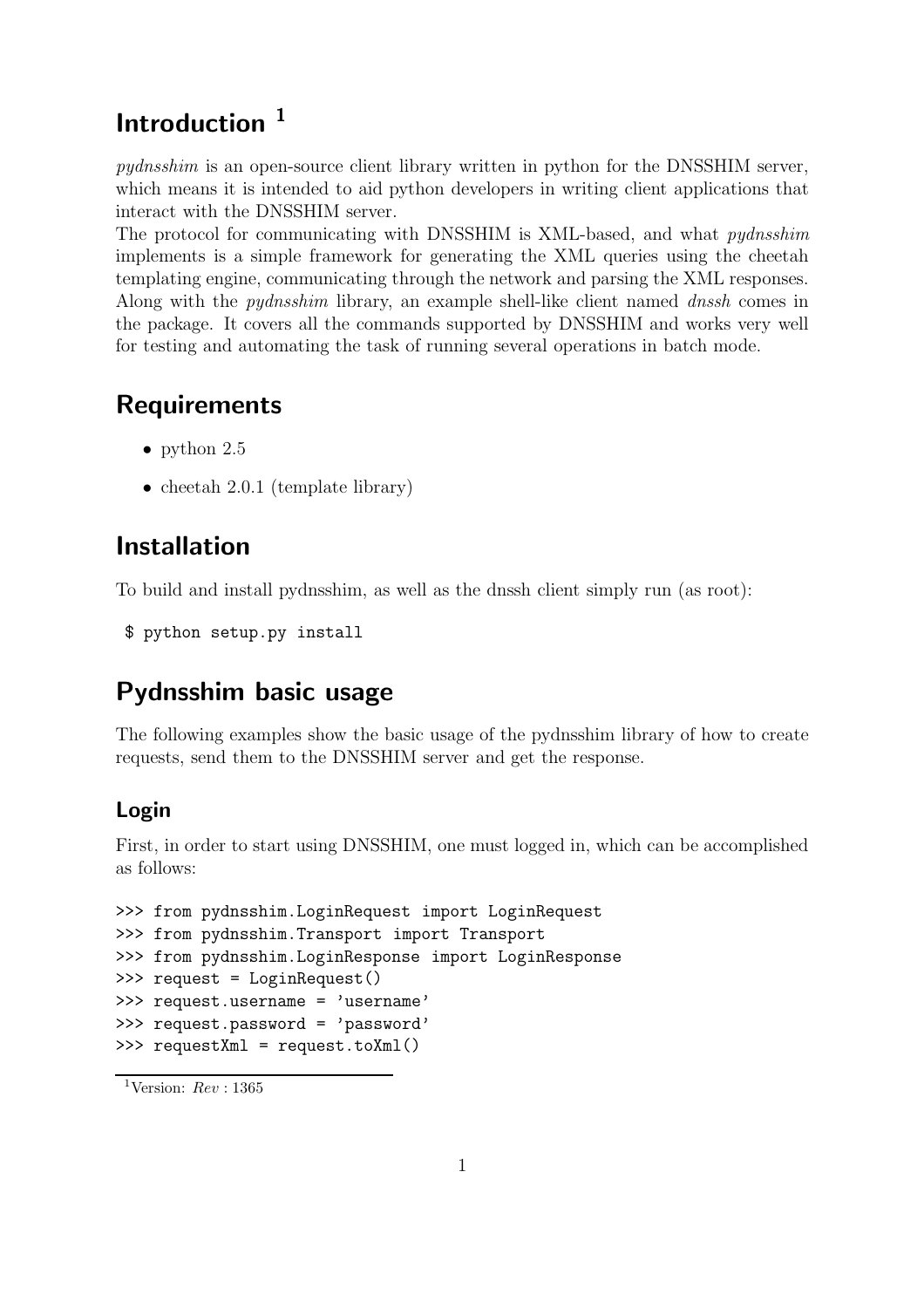# Introduction [1]

*pydnsshim* is an open-source client library written in python for the DNSSHIM server, which means it is intended to aid python developers in writing client applications that interact with the DNSSHIM server.
The protocol for communicating with DNSSHIM is XML-based, and what *pydnsshim* implements is a simple framework for generating the XML queries using the cheetah templating engine, communicating through the network and parsing the XML responses.
Along with the *pydnsshim* library, an example shell-like client named *dnssh* comes in the package. It covers all the commands supported by DNSSHIM and works very well for testing and automating the task of running several operations in batch mode.

# Requirements

- python 2.5
- cheetah 2.0.1 (template library)

# Installation

To build and install pydnsshim, as well as the dnssh client simply run (as root):

```
 $ python setup.py install
```

# Pydnsshim basic usage

The following examples show the basic usage of the pydnsshim library of how to create requests, send them to the DNSSHIM server and get the response.

## Login

First, in order to start using DNSSHIM, one must logged in, which can be accomplished as follows:

```
>>> from pydnsshim.LoginRequest import LoginRequest
>>> from pydnsshim.Transport import Transport
>>> from pydnsshim.LoginResponse import LoginResponse
>>> request = LoginRequest()
>>> request.username = 'username'
>>> request.password = 'password'
>>> requestXml = request.toXml()
```

[1] Version: *Rev* : 1365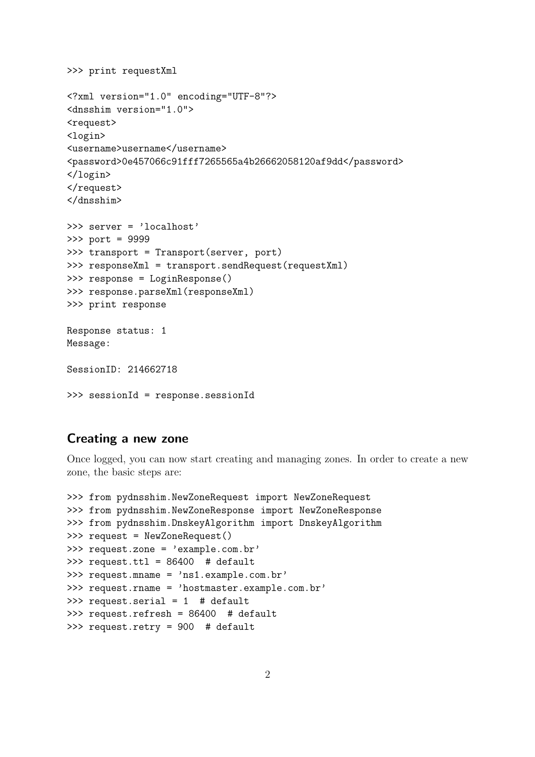```
>>> print requestXml

<?xml version="1.0" encoding="UTF-8"?>
<dnsshim version="1.0">
<request>
<login>
<username>username</username>
<password>0e457066c91fff7265565a4b26662058120af9dd</password>
</login>
</request>
</dnsshim>

>>> server = 'localhost'
>>> port = 9999
>>> transport = Transport(server, port)
>>> responseXml = transport.sendRequest(requestXml)
>>> response = LoginResponse()
>>> response.parseXml(responseXml)
>>> print response

Response status: 1
Message:

SessionID: 214662718

>>> sessionId = response.sessionId
```

## Creating a new zone

Once logged, you can now start creating and managing zones. In order to create a new zone, the basic steps are:

```
>>> from pydnsshim.NewZoneRequest import NewZoneRequest
>>> from pydnsshim.NewZoneResponse import NewZoneResponse
>>> from pydnsshim.DnskeyAlgorithm import DnskeyAlgorithm
>>> request = NewZoneRequest()
>>> request.zone = 'example.com.br'
>>> request.ttl = 86400  # default
>>> request.mname = 'ns1.example.com.br'
>>> request.rname = 'hostmaster.example.com.br'
>>> request.serial = 1  # default
>>> request.refresh = 86400  # default
>>> request.retry = 900  # default
```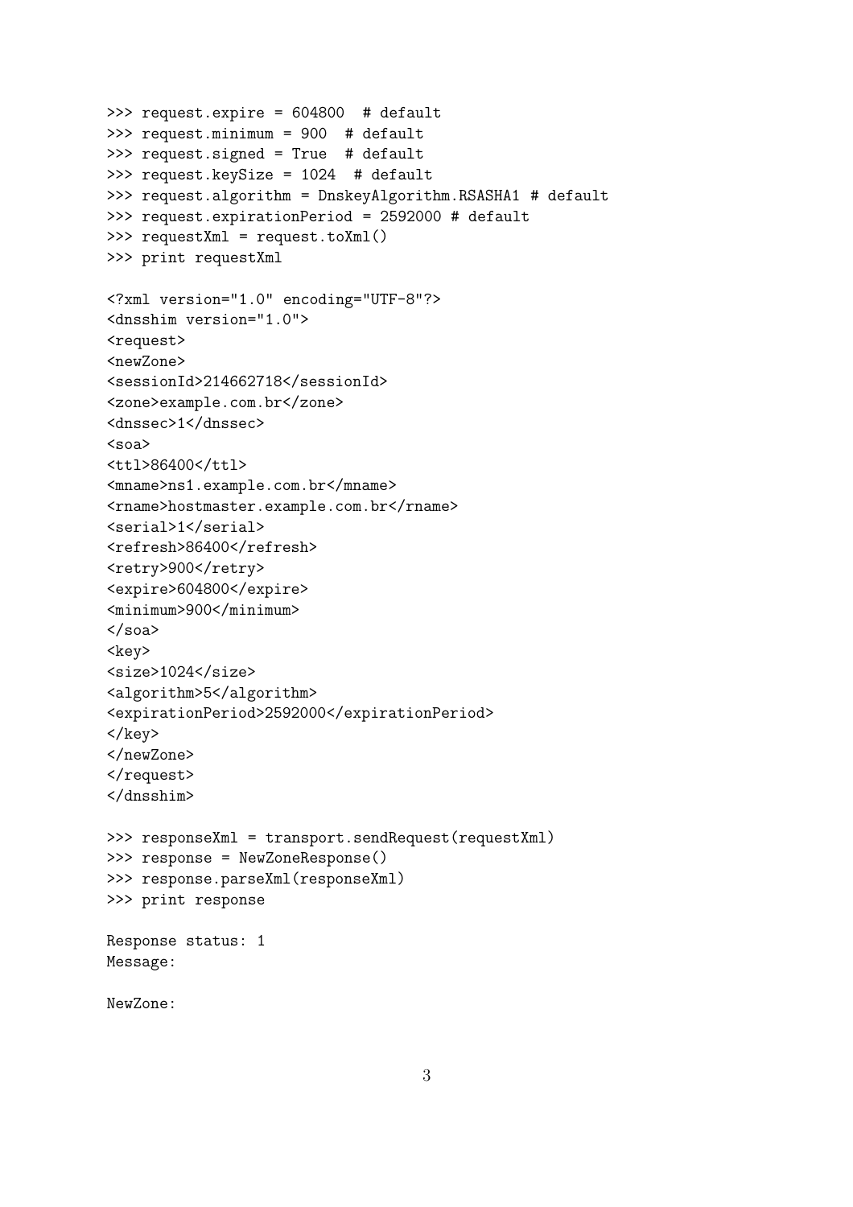```
>>> request.expire = 604800  # default
>>> request.minimum = 900  # default
>>> request.signed = True  # default
>>> request.keySize = 1024  # default
>>> request.algorithm = DnskeyAlgorithm.RSASHA1 # default
>>> request.expirationPeriod = 2592000 # default
>>> requestXml = request.toXml()
>>> print requestXml

<?xml version="1.0" encoding="UTF-8"?>
<dnsshim version="1.0">
<request>
<newZone>
<sessionId>214662718</sessionId>
<zone>example.com.br</zone>
<dnssec>1</dnssec>
<soa>
<ttl>86400</ttl>
<mname>ns1.example.com.br</mname>
<rname>hostmaster.example.com.br</rname>
<serial>1</serial>
<refresh>86400</refresh>
<retry>900</retry>
<expire>604800</expire>
<minimum>900</minimum>
</soa>
<key>
<size>1024</size>
<algorithm>5</algorithm>
<expirationPeriod>2592000</expirationPeriod>
</key>
</newZone>
</request>
</dnsshim>

>>> responseXml = transport.sendRequest(requestXml)
>>> response = NewZoneResponse()
>>> response.parseXml(responseXml)
>>> print response

Response status: 1
Message:

NewZone:
```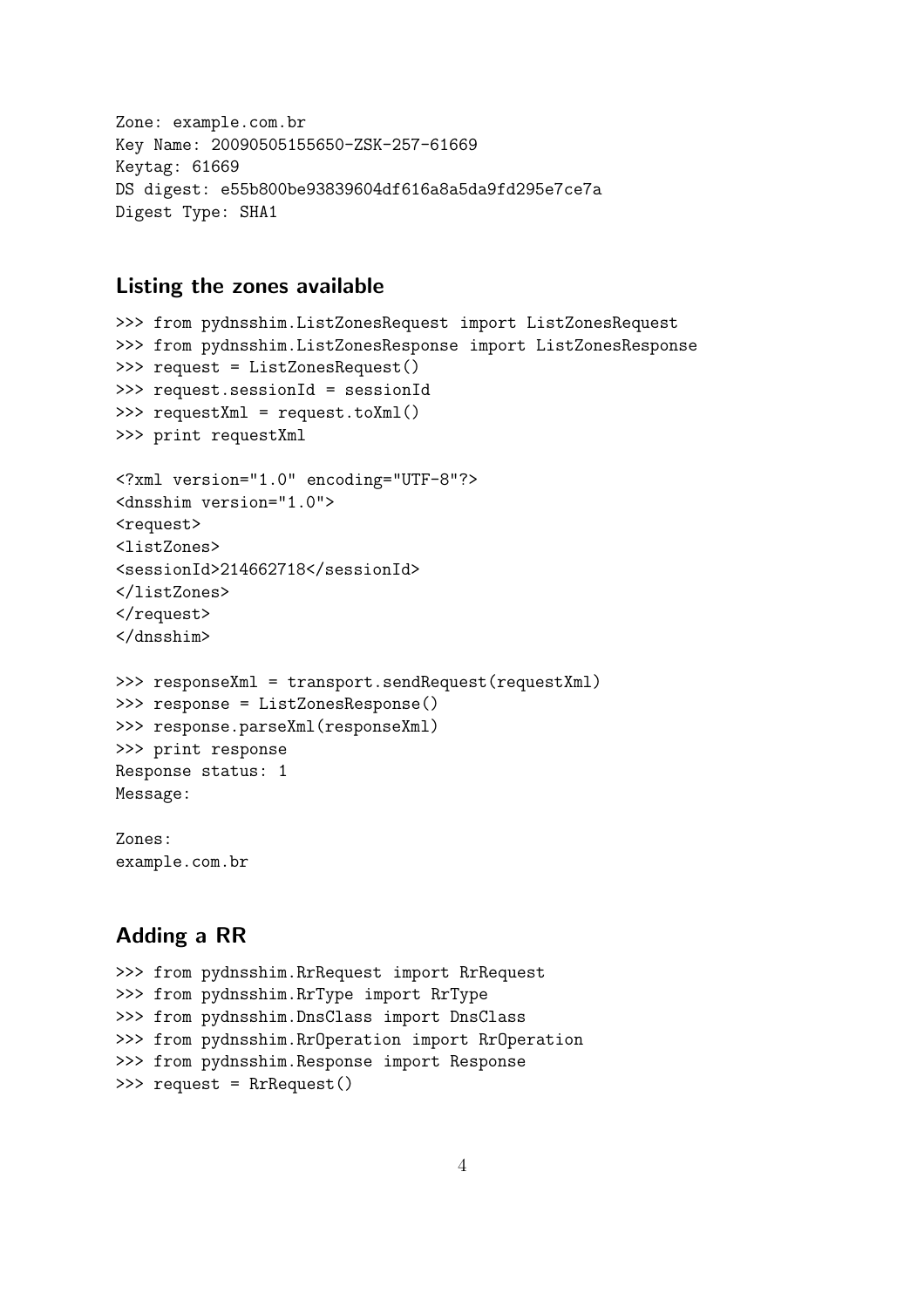```
Zone: example.com.br
Key Name: 20090505155650-ZSK-257-61669
Keytag: 61669
DS digest: e55b800be93839604df616a8a5da9fd295e7ce7a
Digest Type: SHA1
```

### Listing the zones available

```
>>> from pydnsshim.ListZonesRequest import ListZonesRequest
>>> from pydnsshim.ListZonesResponse import ListZonesResponse
>>> request = ListZonesRequest()
>>> request.sessionId = sessionId
>>> requestXml = request.toXml()
>>> print requestXml

<?xml version="1.0" encoding="UTF-8"?>
<dnsshim version="1.0">
<request>
<listZones>
<sessionId>214662718</sessionId>
</listZones>
</request>
</dnsshim>

>>> responseXml = transport.sendRequest(requestXml)
>>> response = ListZonesResponse()
>>> response.parseXml(responseXml)
>>> print response
Response status: 1
Message:

Zones:
example.com.br
```

### Adding a RR

```
>>> from pydnsshim.RrRequest import RrRequest
>>> from pydnsshim.RrType import RrType
>>> from pydnsshim.DnsClass import DnsClass
>>> from pydnsshim.RrOperation import RrOperation
>>> from pydnsshim.Response import Response
>>> request = RrRequest()
```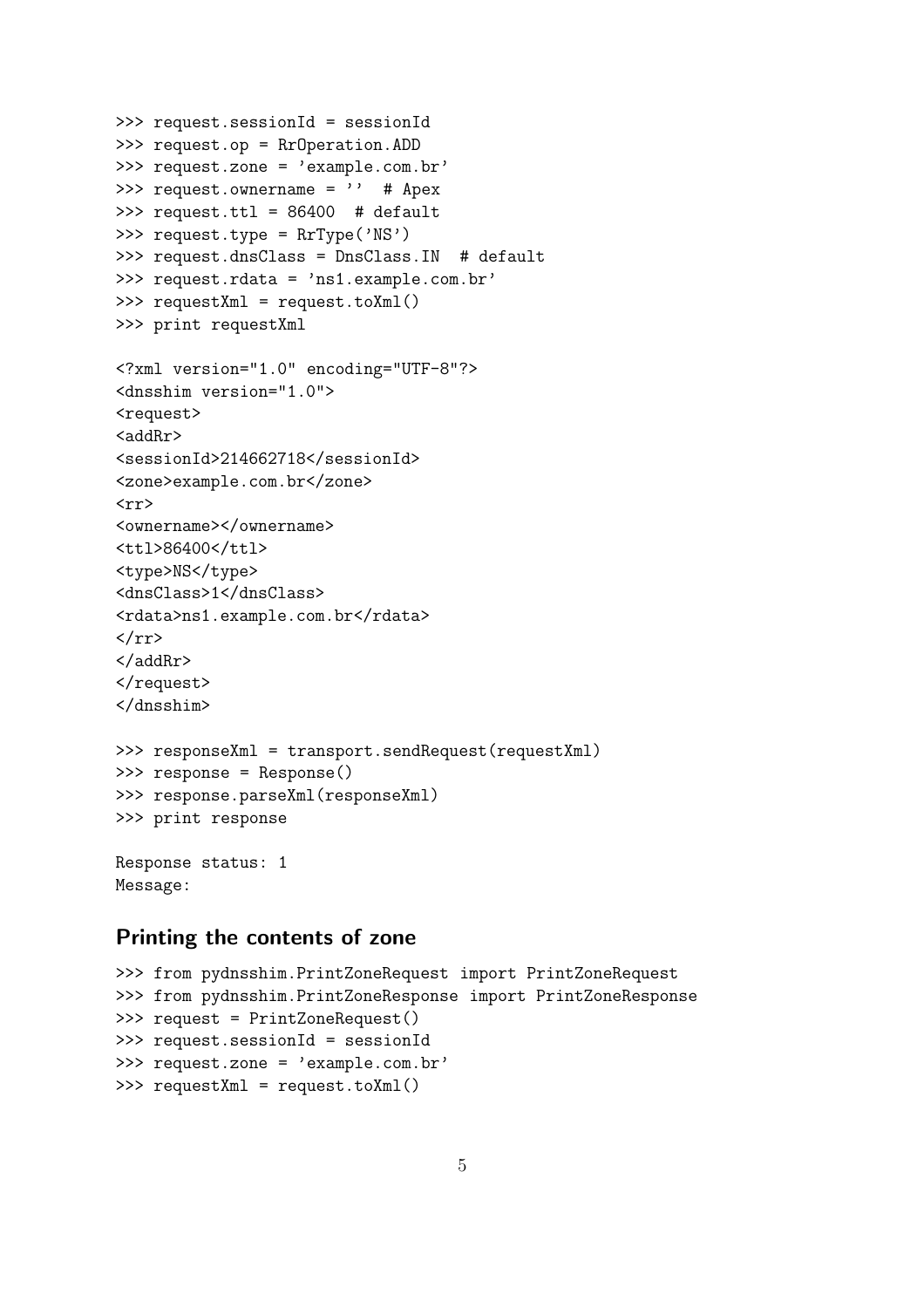```
>>> request.sessionId = sessionId
>>> request.op = RrOperation.ADD
>>> request.zone = 'example.com.br'
>>> request.ownername = ''  # Apex
>>> request.ttl = 86400  # default
>>> request.type = RrType('NS')
>>> request.dnsClass = DnsClass.IN  # default
>>> request.rdata = 'ns1.example.com.br'
>>> requestXml = request.toXml()
>>> print requestXml

<?xml version="1.0" encoding="UTF-8"?>
<dnsshim version="1.0">
<request>
<addRr>
<sessionId>214662718</sessionId>
<zone>example.com.br</zone>
<rr>
<ownername></ownername>
<ttl>86400</ttl>
<type>NS</type>
<dnsClass>1</dnsClass>
<rdata>ns1.example.com.br</rdata>
</rr>
</addRr>
</request>
</dnsshim>

>>> responseXml = transport.sendRequest(requestXml)
>>> response = Response()
>>> response.parseXml(responseXml)
>>> print response

Response status: 1
Message:
```

## Printing the contents of zone

```
>>> from pydnsshim.PrintZoneRequest import PrintZoneRequest
>>> from pydnsshim.PrintZoneResponse import PrintZoneResponse
>>> request = PrintZoneRequest()
>>> request.sessionId = sessionId
>>> request.zone = 'example.com.br'
>>> requestXml = request.toXml()
```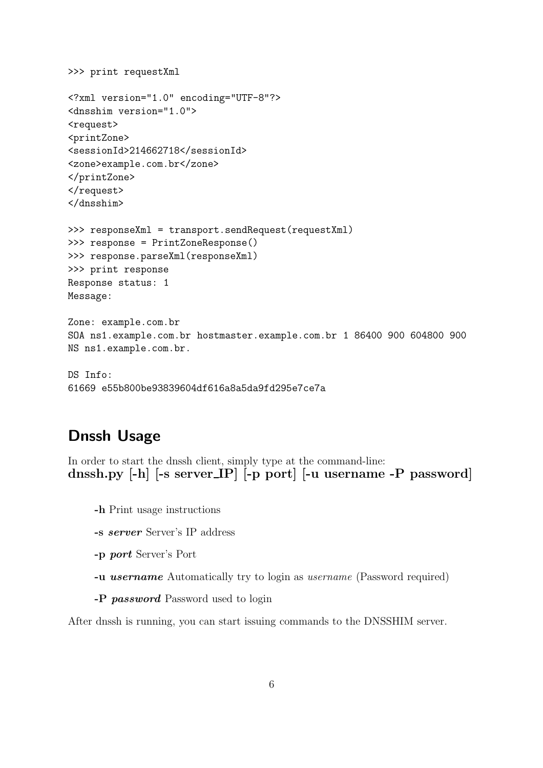```
>>> print requestXml

<?xml version="1.0" encoding="UTF-8"?>
<dnsshim version="1.0">
<request>
<printZone>
<sessionId>214662718</sessionId>
<zone>example.com.br</zone>
</printZone>
</request>
</dnsshim>

>>> responseXml = transport.sendRequest(requestXml)
>>> response = PrintZoneResponse()
>>> response.parseXml(responseXml)
>>> print response
Response status: 1
Message:

Zone: example.com.br
SOA ns1.example.com.br hostmaster.example.com.br 1 86400 900 604800 900
NS ns1.example.com.br.

DS Info:
61669 e55b800be93839604df616a8a5da9fd295e7ce7a
```

## Dnssh Usage

In order to start the dnssh client, simply type at the command-line:
**dnssh.py [-h] [-s server_IP] [-p port] [-u username -P password]**

- **-h** Print usage instructions
- **-s** ***server*** Server's IP address
- **-p** ***port*** Server's Port
- **-u** ***username*** Automatically try to login as *username* (Password required)
- **-P** ***password*** Password used to login

After dnssh is running, you can start issuing commands to the DNSSHIM server.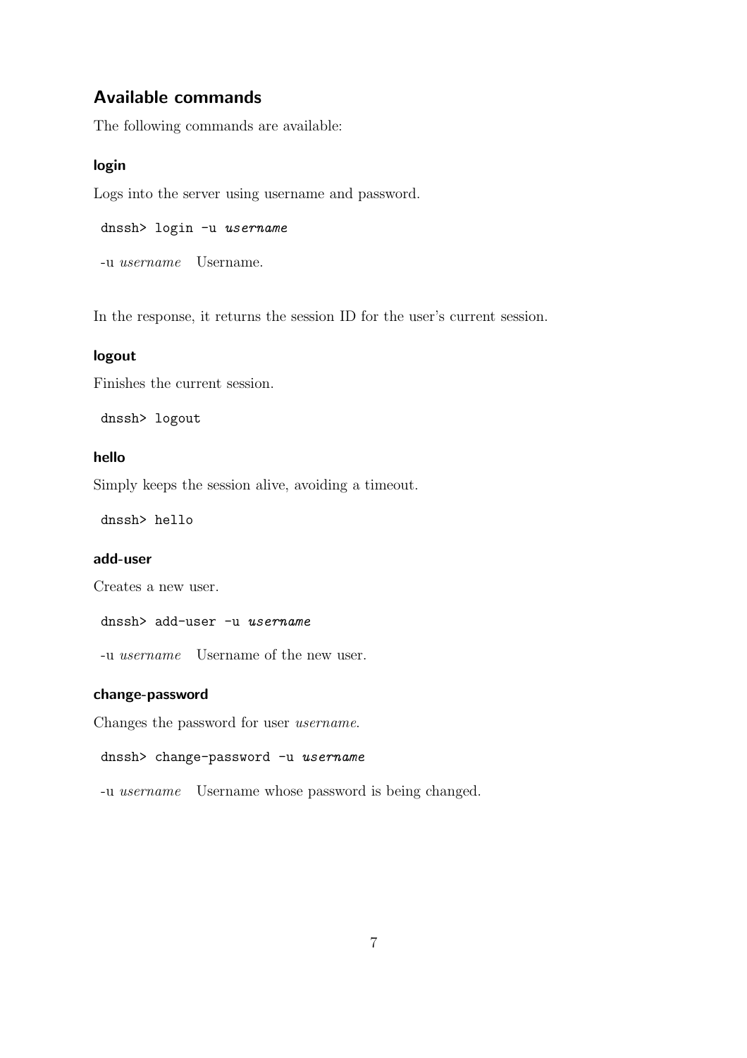## Available commands

The following commands are available:

### login

Logs into the server using username and password.

```
dnssh> login -u username
```

-u *username* Username.

In the response, it returns the session ID for the user's current session.

### logout

Finishes the current session.

```
dnssh> logout
```

### hello

Simply keeps the session alive, avoiding a timeout.

```
dnssh> hello
```

### add-user

Creates a new user.

```
dnssh> add-user -u username
```

-u *username* Username of the new user.

### change-password

Changes the password for user *username*.

```
dnssh> change-password -u username
```

-u *username* Username whose password is being changed.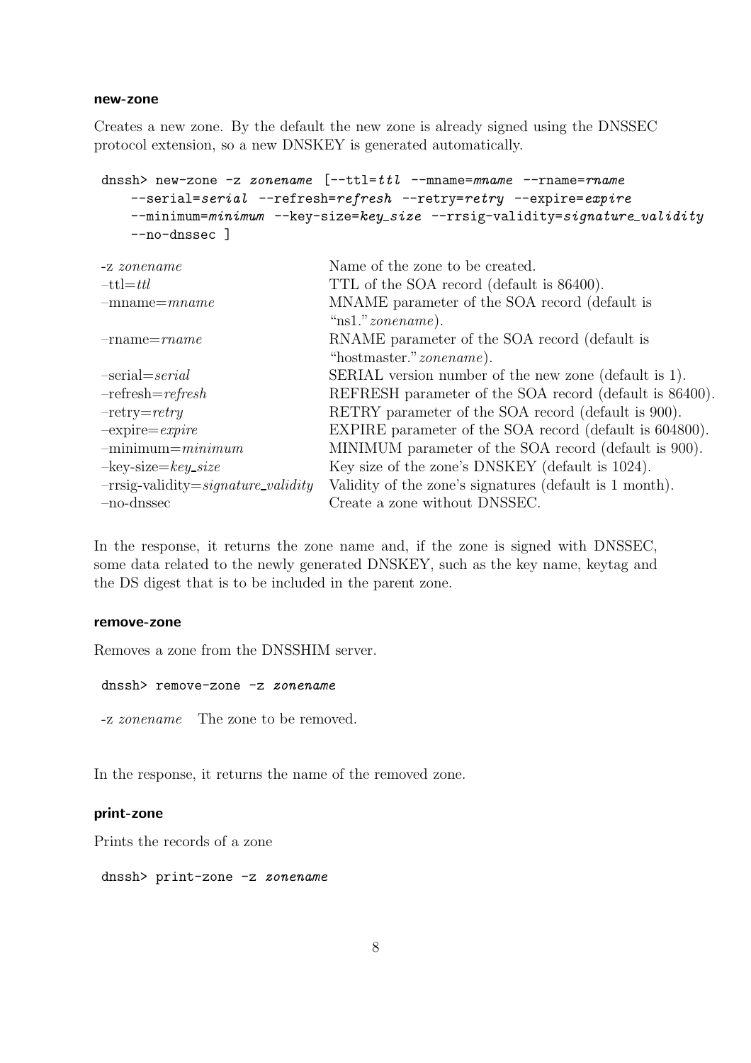### new-zone

Creates a new zone. By the default the new zone is already signed using the DNSSEC protocol extension, so a new DNSKEY is generated automatically.

```
dnssh> new-zone -z zonename [--ttl=ttl --mname=mname --rname=rname
    --serial=serial --refresh=refresh --retry=retry --expire=expire
    --minimum=minimum --key-size=key_size --rrsig-validity=signature_validity
    --no-dnssec ]
```

| | |
|---|---|
| -z *zonename* | Name of the zone to be created. |
| –ttl=*ttl* | TTL of the SOA record (default is 86400). |
| –mname=*mname* | MNAME parameter of the SOA record (default is "ns1."*zonename*). |
| –rname=*rname* | RNAME parameter of the SOA record (default is "hostmaster."*zonename*). |
| –serial=*serial* | SERIAL version number of the new zone (default is 1). |
| –refresh=*refresh* | REFRESH parameter of the SOA record (default is 86400). |
| –retry=*retry* | RETRY parameter of the SOA record (default is 900). |
| –expire=*expire* | EXPIRE parameter of the SOA record (default is 604800). |
| –minimum=*minimum* | MINIMUM parameter of the SOA record (default is 900). |
| –key-size=*key_size* | Key size of the zone's DNSKEY (default is 1024). |
| –rrsig-validity=*signature_validity* | Validity of the zone's signatures (default is 1 month). |
| –no-dnssec | Create a zone without DNSSEC. |

In the response, it returns the zone name and, if the zone is signed with DNSSEC, some data related to the newly generated DNSKEY, such as the key name, keytag and the DS digest that is to be included in the parent zone.

### remove-zone

Removes a zone from the DNSSHIM server.

```
dnssh> remove-zone -z zonename
```

| | |
|---|---|
| -z *zonename* | The zone to be removed. |

In the response, it returns the name of the removed zone.

### print-zone

Prints the records of a zone

```
dnssh> print-zone -z zonename
```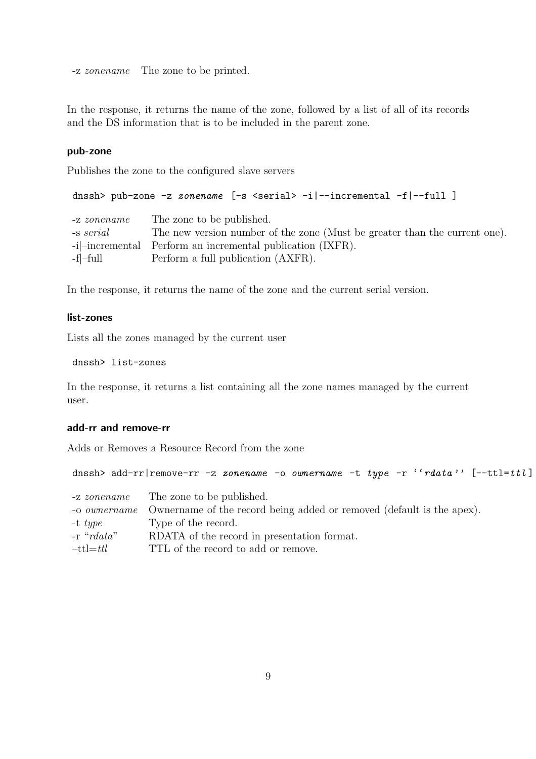| | |
|---|---|
| -z *zonename* | The zone to be printed. |

In the response, it returns the name of the zone, followed by a list of all of its records and the DS information that is to be included in the parent zone.

### pub-zone

Publishes the zone to the configured slave servers

```
dnssh> pub-zone -z zonename [-s <serial> -i|--incremental -f|--full ]
```

| | |
|---|---|
| -z *zonename* | The zone to be published. |
| -s *serial* | The new version number of the zone (Must be greater than the current one). |
| -i\|–incremental | Perform an incremental publication (IXFR). |
| -f\|–full | Perform a full publication (AXFR). |

In the response, it returns the name of the zone and the current serial version.

### list-zones

Lists all the zones managed by the current user

```
dnssh> list-zones
```

In the response, it returns a list containing all the zone names managed by the current user.

### add-rr and remove-rr

Adds or Removes a Resource Record from the zone

```
dnssh> add-rr|remove-rr -z zonename -o ownername -t type -r ''rdata'' [--ttl=ttl]
```

| | |
|---|---|
| -z *zonename* | The zone to be published. |
| -o *ownername* | Ownername of the record being added or removed (default is the apex). |
| -t *type* | Type of the record. |
| -r "*rdata*" | RDATA of the record in presentation format. |
| –ttl=*ttl* | TTL of the record to add or remove. |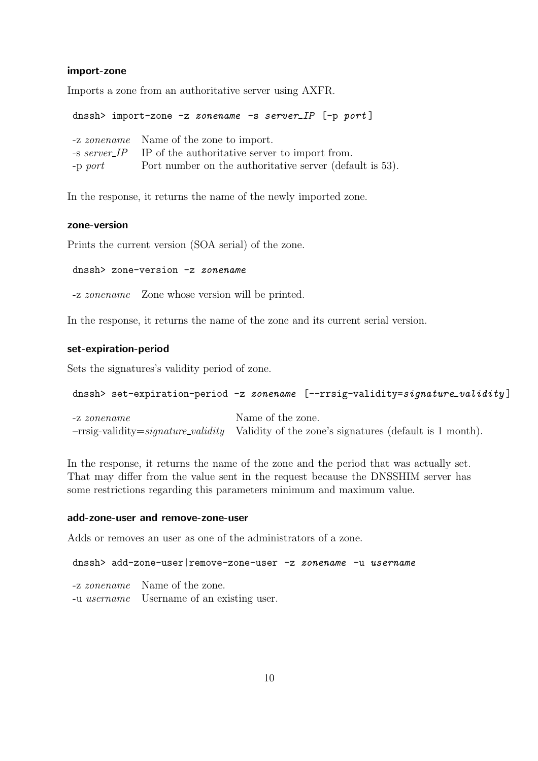### import-zone

Imports a zone from an authoritative server using AXFR.

```
dnssh> import-zone -z zonename -s server_IP [-p port]
```

| | |
|---|---|
| -z *zonename* | Name of the zone to import. |
| -s *server_IP* | IP of the authoritative server to import from. |
| -p *port* | Port number on the authoritative server (default is 53). |

In the response, it returns the name of the newly imported zone.

### zone-version

Prints the current version (SOA serial) of the zone.

```
dnssh> zone-version -z zonename
```

| | |
|---|---|
| -z *zonename* | Zone whose version will be printed. |

In the response, it returns the name of the zone and its current serial version.

### set-expiration-period

Sets the signatures's validity period of zone.

```
dnssh> set-expiration-period -z zonename [--rrsig-validity=signature_validity]
```

| | |
|---|---|
| -z *zonename* | Name of the zone. |
| –rrsig-validity=*signature_validity* | Validity of the zone's signatures (default is 1 month). |

In the response, it returns the name of the zone and the period that was actually set. That may differ from the value sent in the request because the DNSSHIM server has some restrictions regarding this parameters minimum and maximum value.

### add-zone-user and remove-zone-user

Adds or removes an user as one of the administrators of a zone.

```
dnssh> add-zone-user|remove-zone-user -z zonename -u username
```

| | |
|---|---|
| -z *zonename* | Name of the zone. |
| -u *username* | Username of an existing user. |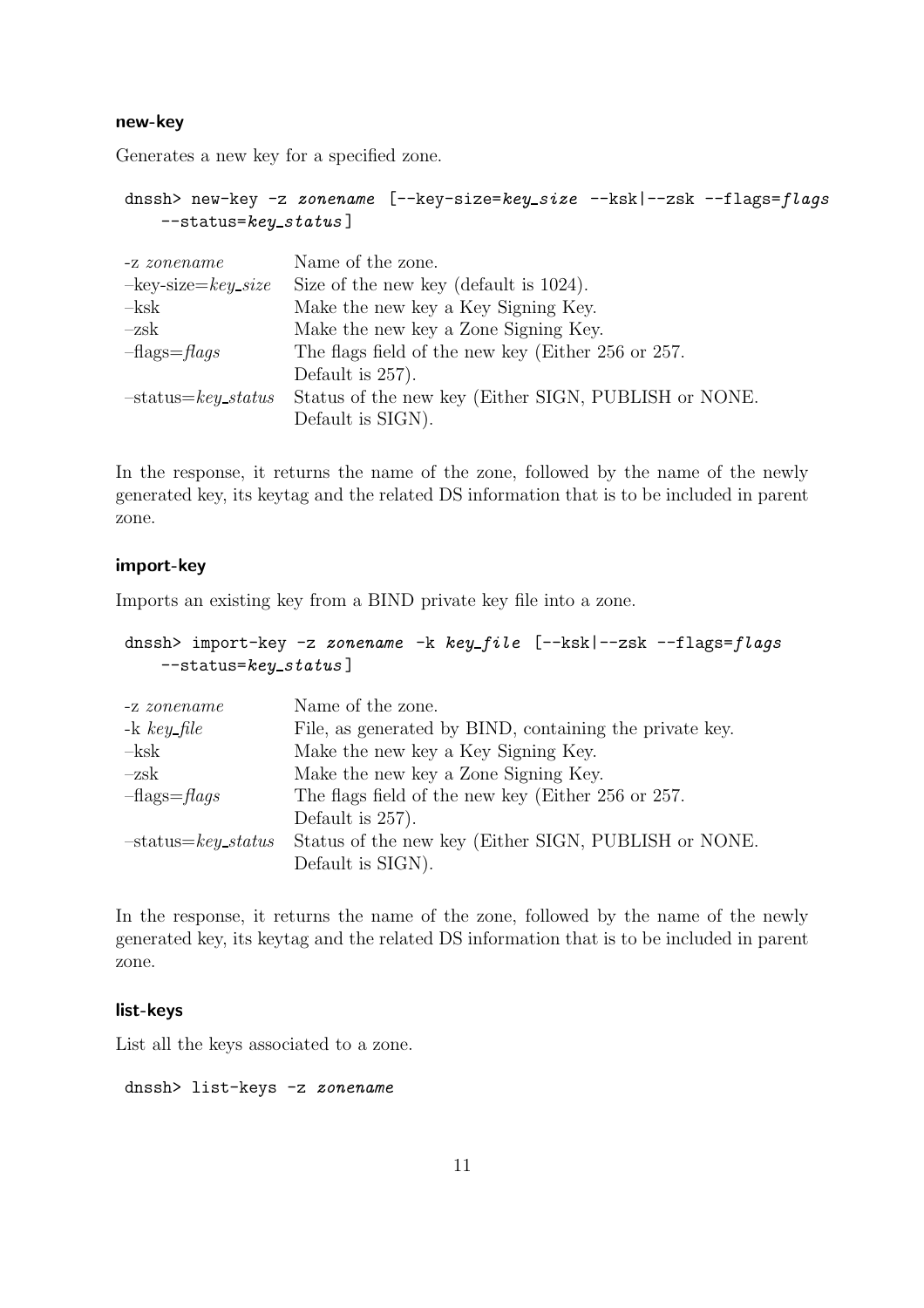### new-key

Generates a new key for a specified zone.

```
dnssh> new-key -z zonename [--key-size=key_size --ksk|--zsk --flags=flags
    --status=key_status]
```

| | |
|---|---|
| -z *zonename* | Name of the zone. |
| –key-size=*key_size* | Size of the new key (default is 1024). |
| –ksk | Make the new key a Key Signing Key. |
| –zsk | Make the new key a Zone Signing Key. |
| –flags=*flags* | The flags field of the new key (Either 256 or 257. Default is 257). |
| –status=*key_status* | Status of the new key (Either SIGN, PUBLISH or NONE. Default is SIGN). |

In the response, it returns the name of the zone, followed by the name of the newly generated key, its keytag and the related DS information that is to be included in parent zone.

### import-key

Imports an existing key from a BIND private key file into a zone.

```
dnssh> import-key -z zonename -k key_file [--ksk|--zsk --flags=flags
    --status=key_status]
```

| | |
|---|---|
| -z *zonename* | Name of the zone. |
| -k *key_file* | File, as generated by BIND, containing the private key. |
| –ksk | Make the new key a Key Signing Key. |
| –zsk | Make the new key a Zone Signing Key. |
| –flags=*flags* | The flags field of the new key (Either 256 or 257. Default is 257). |
| –status=*key_status* | Status of the new key (Either SIGN, PUBLISH or NONE. Default is SIGN). |

In the response, it returns the name of the zone, followed by the name of the newly generated key, its keytag and the related DS information that is to be included in parent zone.

### list-keys

List all the keys associated to a zone.

```
dnssh> list-keys -z zonename
```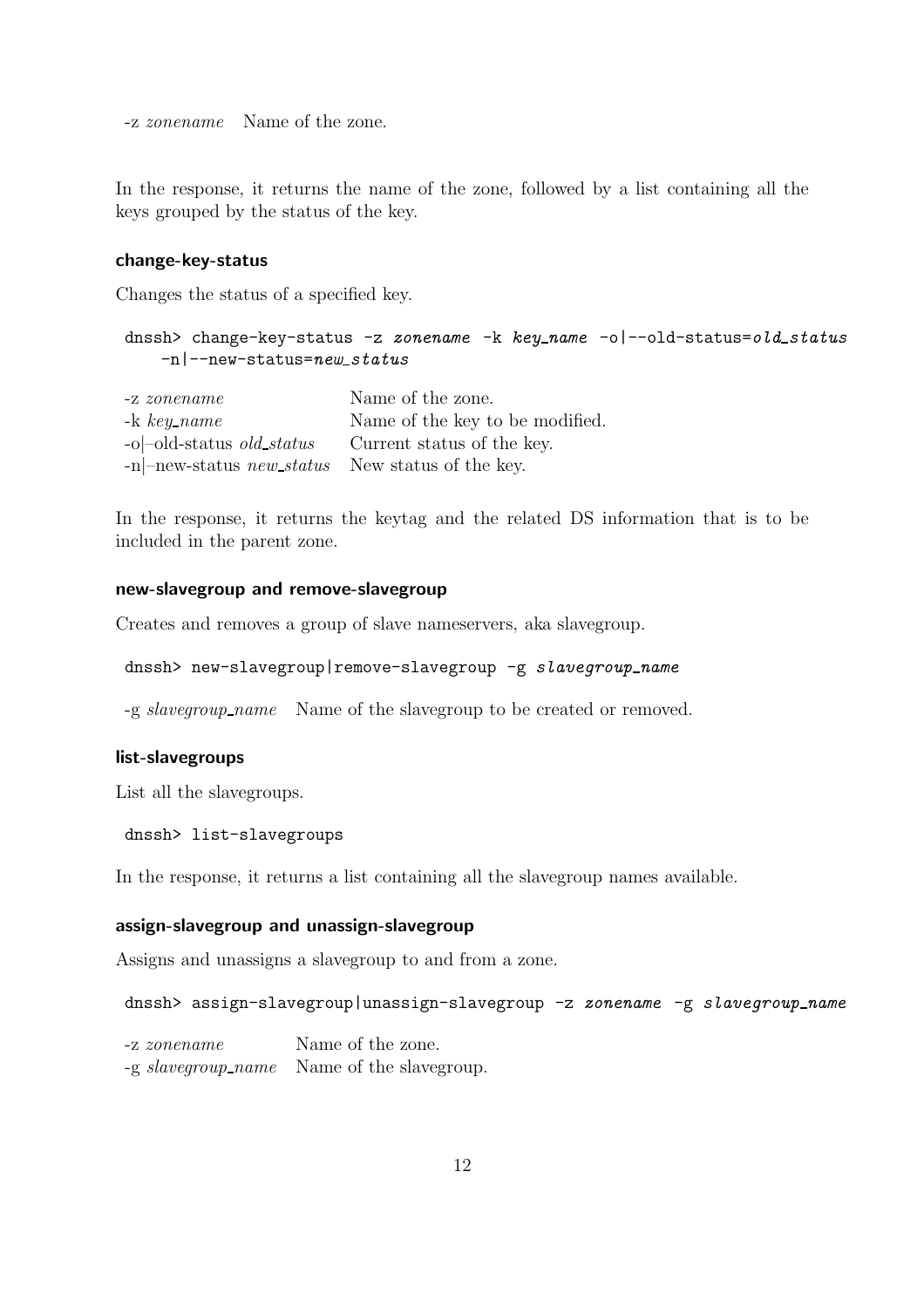-z *zonename* Name of the zone.

In the response, it returns the name of the zone, followed by a list containing all the keys grouped by the status of the key.

#### change-key-status

Changes the status of a specified key.

```
dnssh> change-key-status -z zonename -k key_name -o|--old-status=old_status
    -n|--new-status=new_status
```

| | |
|---|---|
| -z *zonename* | Name of the zone. |
| -k *key_name* | Name of the key to be modified. |
| -o\|–old-status *old_status* | Current status of the key. |
| -n\|–new-status *new_status* | New status of the key. |

In the response, it returns the keytag and the related DS information that is to be included in the parent zone.

#### new-slavegroup and remove-slavegroup

Creates and removes a group of slave nameservers, aka slavegroup.

```
dnssh> new-slavegroup|remove-slavegroup -g slavegroup_name
```

-g *slavegroup_name* Name of the slavegroup to be created or removed.

#### list-slavegroups

List all the slavegroups.

```
dnssh> list-slavegroups
```

In the response, it returns a list containing all the slavegroup names available.

#### assign-slavegroup and unassign-slavegroup

Assigns and unassigns a slavegroup to and from a zone.

```
dnssh> assign-slavegroup|unassign-slavegroup -z zonename -g slavegroup_name
```

| | |
|---|---|
| -z *zonename* | Name of the zone. |
| -g *slavegroup_name* | Name of the slavegroup. |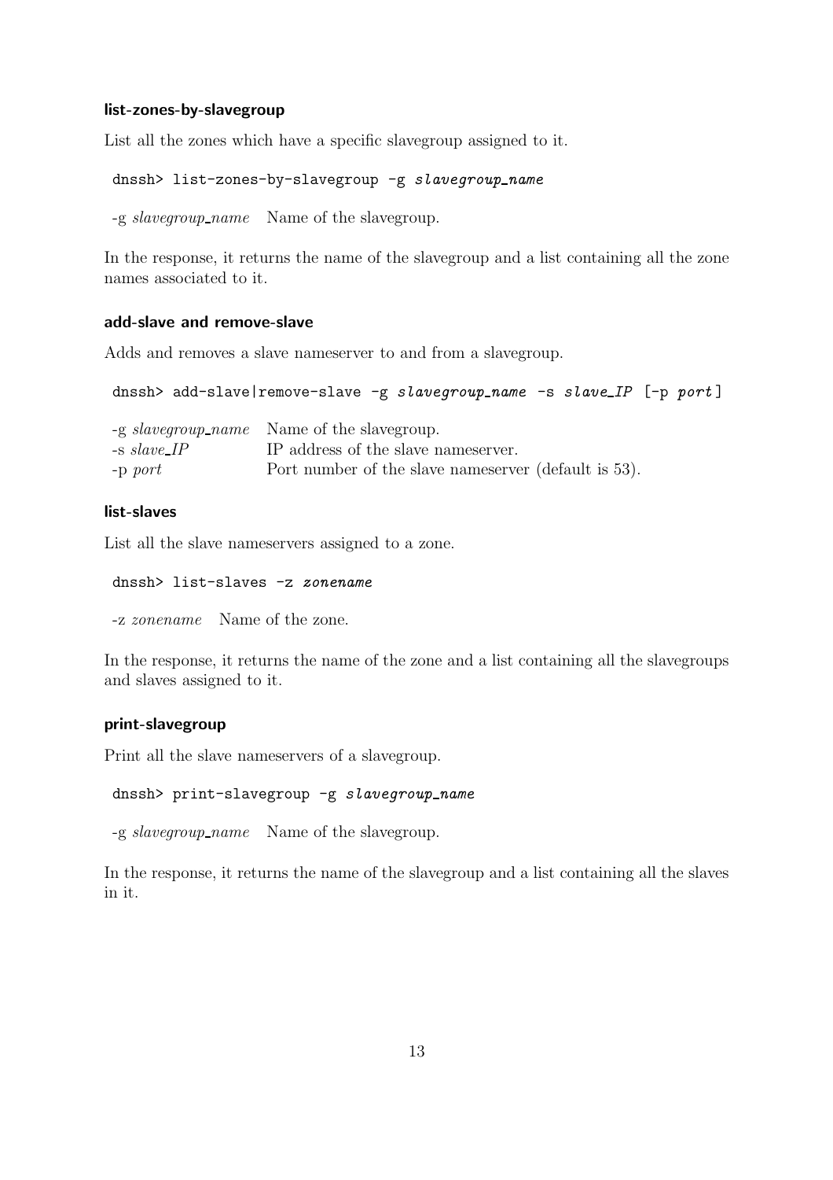#### list-zones-by-slavegroup

List all the zones which have a specific slavegroup assigned to it.

```
dnssh> list-zones-by-slavegroup -g slavegroup_name
```

| | |
|---|---|
| -g *slavegroup_name* | Name of the slavegroup. |

In the response, it returns the name of the slavegroup and a list containing all the zone names associated to it.

#### add-slave and remove-slave

Adds and removes a slave nameserver to and from a slavegroup.

```
dnssh> add-slave|remove-slave -g slavegroup_name -s slave_IP [-p port]
```

| | |
|---|---|
| -g *slavegroup_name* | Name of the slavegroup. |
| -s *slave_IP* | IP address of the slave nameserver. |
| -p *port* | Port number of the slave nameserver (default is 53). |

#### list-slaves

List all the slave nameservers assigned to a zone.

```
dnssh> list-slaves -z zonename
```

| | |
|---|---|
| -z *zonename* | Name of the zone. |

In the response, it returns the name of the zone and a list containing all the slavegroups and slaves assigned to it.

#### print-slavegroup

Print all the slave nameservers of a slavegroup.

```
dnssh> print-slavegroup -g slavegroup_name
```

| | |
|---|---|
| -g *slavegroup_name* | Name of the slavegroup. |

In the response, it returns the name of the slavegroup and a list containing all the slaves in it.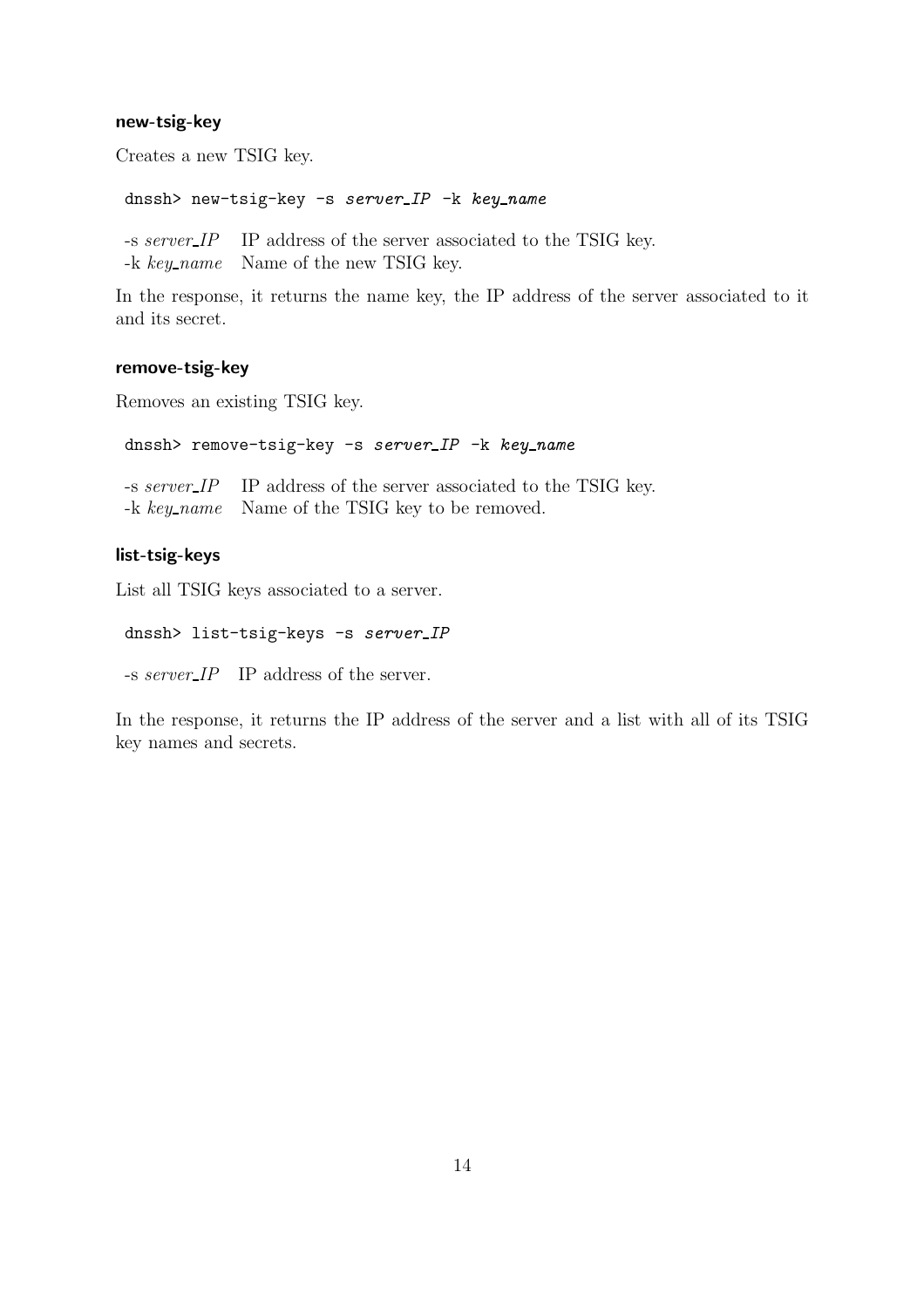#### new-tsig-key

Creates a new TSIG key.

```
dnssh> new-tsig-key -s server_IP -k key_name
```

| | |
|---|---|
| -s *server_IP* | IP address of the server associated to the TSIG key. |
| -k *key_name* | Name of the new TSIG key. |

In the response, it returns the name key, the IP address of the server associated to it and its secret.

#### remove-tsig-key

Removes an existing TSIG key.

```
dnssh> remove-tsig-key -s server_IP -k key_name
```

| | |
|---|---|
| -s *server_IP* | IP address of the server associated to the TSIG key. |
| -k *key_name* | Name of the TSIG key to be removed. |

#### list-tsig-keys

List all TSIG keys associated to a server.

```
dnssh> list-tsig-keys -s server_IP
```

| | |
|---|---|
| -s *server_IP* | IP address of the server. |

In the response, it returns the IP address of the server and a list with all of its TSIG key names and secrets.